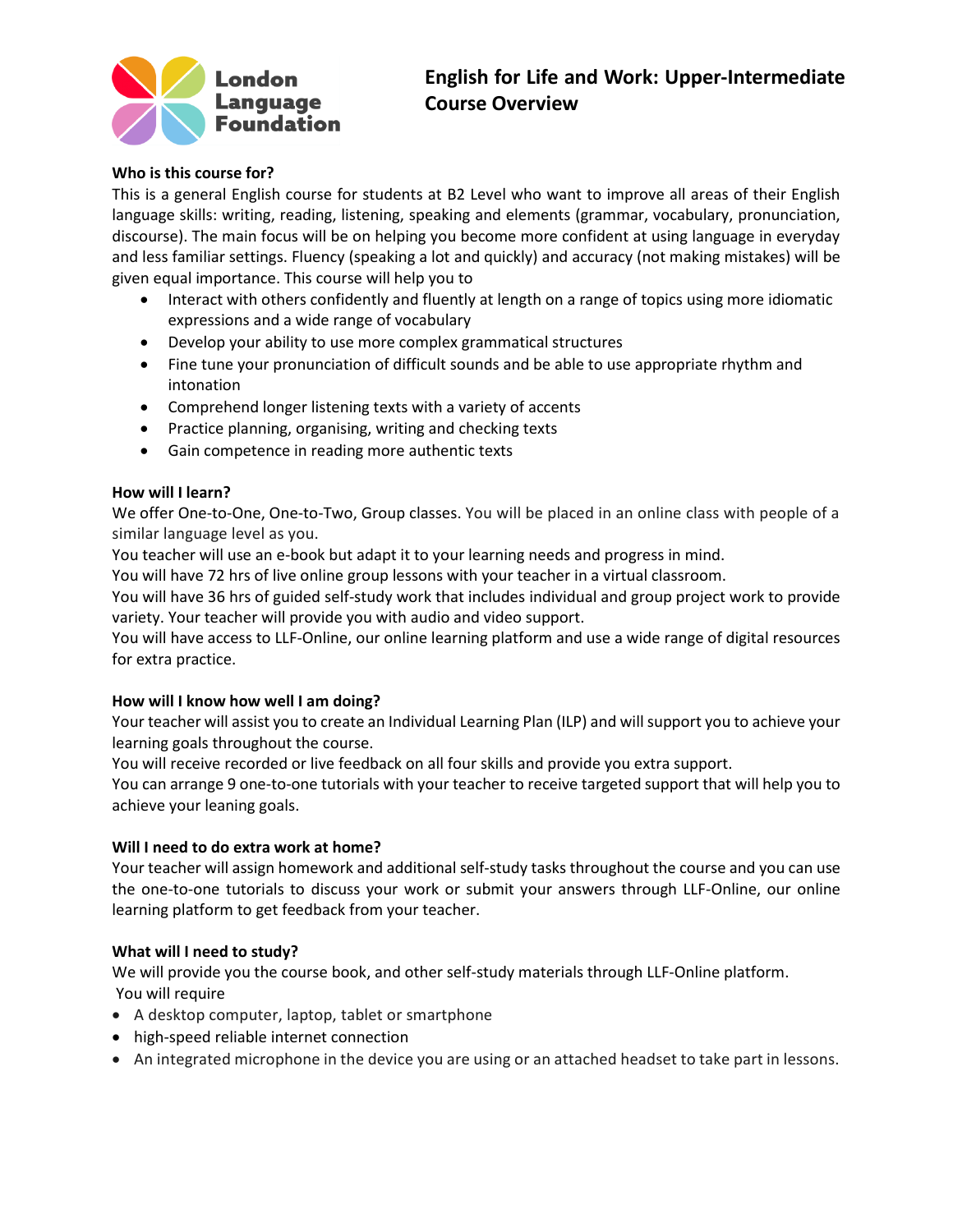London Language Foundation

# English for Life and Work: Upper-Intermediate Course Overview

**Who is this course for?**

This is a general English course for students at B2 Level who want to improve all areas of their English language skills: writing, reading, listening, speaking and elements (grammar, vocabulary, pronunciation, discourse). The main focus will be on helping you become more confident at using language in everyday and less familiar settings. Fluency (speaking a lot and quickly) and accuracy (not making mistakes) will be given equal importance. This course will help you to

- Interact with others confidently and fluently at length on a range of topics using more idiomatic expressions and a wide range of vocabulary
- Develop your ability to use more complex grammatical structures
- Fine tune your pronunciation of difficult sounds and be able to use appropriate rhythm and intonation
- Comprehend longer listening texts with a variety of accents
- Practice planning, organising, writing and checking texts
- Gain competence in reading more authentic texts

**How will I learn?**

We offer One-to-One, One-to-Two, Group classes. You will be placed in an online class with people of a similar language level as you.

You teacher will use an e-book but adapt it to your learning needs and progress in mind.

You will have 72 hrs of live online group lessons with your teacher in a virtual classroom.

You will have 36 hrs of guided self-study work that includes individual and group project work to provide variety. Your teacher will provide you with audio and video support.

You will have access to LLF-Online, our online learning platform and use a wide range of digital resources for extra practice.

**How will I know how well I am doing?**

Your teacher will assist you to create an Individual Learning Plan (ILP) and will support you to achieve your learning goals throughout the course.

You will receive recorded or live feedback on all four skills and provide you extra support.

You can arrange 9 one-to-one tutorials with your teacher to receive targeted support that will help you to achieve your leaning goals.

**Will I need to do extra work at home?**

Your teacher will assign homework and additional self-study tasks throughout the course and you can use the one-to-one tutorials to discuss your work or submit your answers through LLF-Online, our online learning platform to get feedback from your teacher.

**What will I need to study?**

We will provide you the course book, and other self-study materials through LLF-Online platform.

You will require

- A desktop computer, laptop, tablet or smartphone
- high-speed reliable internet connection
- An integrated microphone in the device you are using or an attached headset to take part in lessons.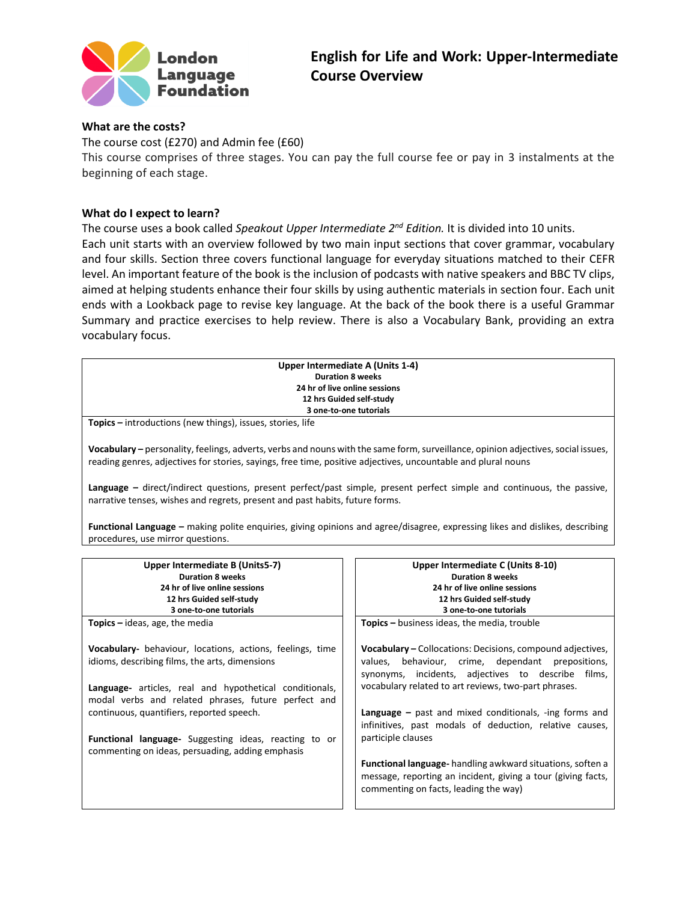London Language Foundation

# English for Life and Work: Upper-Intermediate Course Overview

**What are the costs?**

The course cost (£270) and Admin fee (£60)

This course comprises of three stages. You can pay the full course fee or pay in 3 instalments at the beginning of each stage.

**What do I expect to learn?**

The course uses a book called *Speakout Upper Intermediate 2nd Edition.* It is divided into 10 units.

Each unit starts with an overview followed by two main input sections that cover grammar, vocabulary and four skills. Section three covers functional language for everyday situations matched to their CEFR level. An important feature of the book is the inclusion of podcasts with native speakers and BBC TV clips, aimed at helping students enhance their four skills by using authentic materials in section four. Each unit ends with a Lookback page to revise key language. At the back of the book there is a useful Grammar Summary and practice exercises to help review. There is also a Vocabulary Bank, providing an extra vocabulary focus.

| **Upper Intermediate A (Units 1-4)**<br>**Duration 8 weeks**<br>**24 hr of live online sessions**<br>**12 hrs Guided self-study**<br>**3 one-to-one tutorials** |
|---|
| **Topics –** introductions (new things), issues, stories, life<br><br>**Vocabulary –** personality, feelings, adverts, verbs and nouns with the same form, surveillance, opinion adjectives, social issues, reading genres, adjectives for stories, sayings, free time, positive adjectives, uncountable and plural nouns<br><br>**Language –** direct/indirect questions, present perfect/past simple, present perfect simple and continuous, the passive, narrative tenses, wishes and regrets, present and past habits, future forms.<br><br>**Functional Language –** making polite enquiries, giving opinions and agree/disagree, expressing likes and dislikes, describing procedures, use mirror questions. |

| **Upper Intermediate B (Units5-7)**<br>**Duration 8 weeks**<br>**24 hr of live online sessions**<br>**12 hrs Guided self-study**<br>**3 one-to-one tutorials** |
|---|
| **Topics –** ideas, age, the media<br><br>**Vocabulary-** behaviour, locations, actions, feelings, time idioms, describing films, the arts, dimensions<br><br>**Language-** articles, real and hypothetical conditionals, modal verbs and related phrases, future perfect and continuous, quantifiers, reported speech.<br><br>**Functional language-** Suggesting ideas, reacting to or commenting on ideas, persuading, adding emphasis |

| **Upper Intermediate C (Units 8-10)**<br>**Duration 8 weeks**<br>**24 hr of live online sessions**<br>**12 hrs Guided self-study**<br>**3 one-to-one tutorials** |
|---|
| **Topics –** business ideas, the media, trouble<br><br>**Vocabulary –** Collocations: Decisions, compound adjectives, values, behaviour, crime, dependant prepositions, synonyms, incidents, adjectives to describe films, vocabulary related to art reviews, two-part phrases.<br><br>**Language –** past and mixed conditionals, -ing forms and infinitives, past modals of deduction, relative causes, participle clauses<br><br>**Functional language-** handling awkward situations, soften a message, reporting an incident, giving a tour (giving facts, commenting on facts, leading the way) |